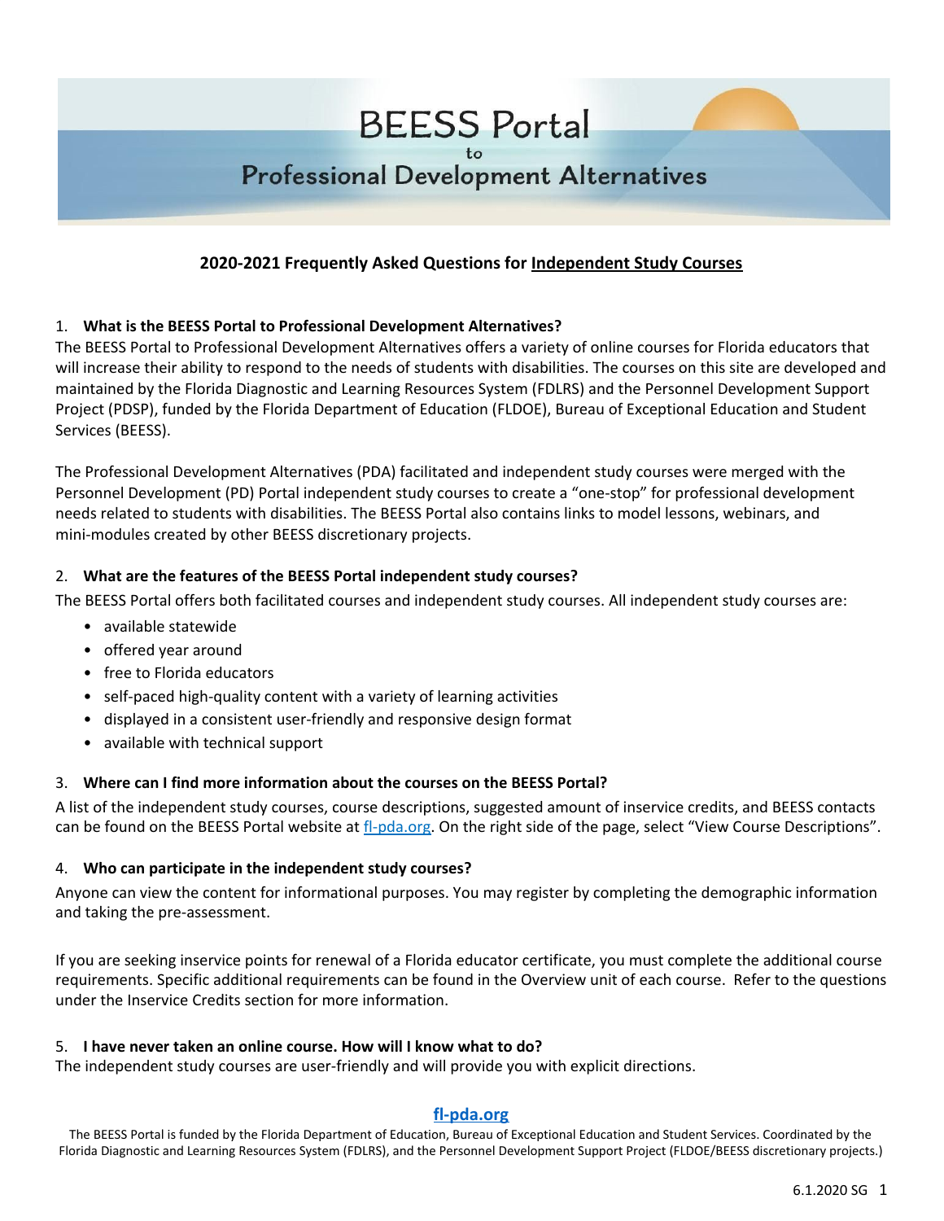# BEESS Portal to Professional Development Alternatives

## 2020-2021 Frequently Asked Questions for Independent Study Courses

1. **What is the BEESS Portal to Professional Development Alternatives?**

The BEESS Portal to Professional Development Alternatives offers a variety of online courses for Florida educators that will increase their ability to respond to the needs of students with disabilities. The courses on this site are developed and maintained by the Florida Diagnostic and Learning Resources System (FDLRS) and the Personnel Development Support Project (PDSP), funded by the Florida Department of Education (FLDOE), Bureau of Exceptional Education and Student Services (BEESS).

The Professional Development Alternatives (PDA) facilitated and independent study courses were merged with the Personnel Development (PD) Portal independent study courses to create a "one-stop" for professional development needs related to students with disabilities. The BEESS Portal also contains links to model lessons, webinars, and mini-modules created by other BEESS discretionary projects.

2. **What are the features of the BEESS Portal independent study courses?**

The BEESS Portal offers both facilitated courses and independent study courses. All independent study courses are:

- available statewide
- offered year around
- free to Florida educators
- self-paced high-quality content with a variety of learning activities
- displayed in a consistent user-friendly and responsive design format
- available with technical support

3. **Where can I find more information about the courses on the BEESS Portal?**

A list of the independent study courses, course descriptions, suggested amount of inservice credits, and BEESS contacts can be found on the BEESS Portal website at fl-pda.org. On the right side of the page, select "View Course Descriptions".

4. **Who can participate in the independent study courses?**

Anyone can view the content for informational purposes. You may register by completing the demographic information and taking the pre-assessment.

If you are seeking inservice points for renewal of a Florida educator certificate, you must complete the additional course requirements. Specific additional requirements can be found in the Overview unit of each course. Refer to the questions under the Inservice Credits section for more information.

5. **I have never taken an online course. How will I know what to do?**

The independent study courses are user-friendly and will provide you with explicit directions.

**fl-pda.org**

The BEESS Portal is funded by the Florida Department of Education, Bureau of Exceptional Education and Student Services. Coordinated by the Florida Diagnostic and Learning Resources System (FDLRS), and the Personnel Development Support Project (FLDOE/BEESS discretionary projects.)

6.1.2020 SG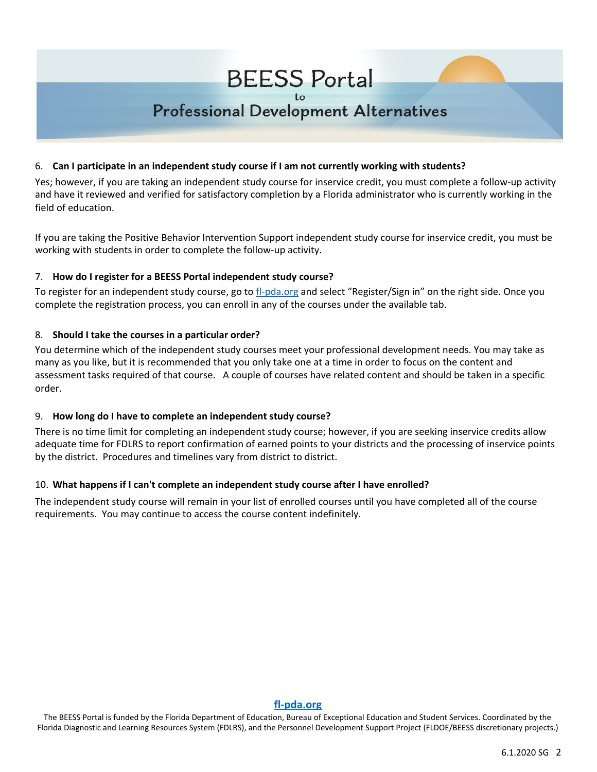6. **Can I participate in an independent study course if I am not currently working with students?**

Yes; however, if you are taking an independent study course for inservice credit, you must complete a follow-up activity and have it reviewed and verified for satisfactory completion by a Florida administrator who is currently working in the field of education.

If you are taking the Positive Behavior Intervention Support independent study course for inservice credit, you must be working with students in order to complete the follow-up activity.

7. **How do I register for a BEESS Portal independent study course?**

To register for an independent study course, go to [fl-pda.org](fl-pda.org) and select "Register/Sign in" on the right side. Once you complete the registration process, you can enroll in any of the courses under the available tab.

8. **Should I take the courses in a particular order?**

You determine which of the independent study courses meet your professional development needs. You may take as many as you like, but it is recommended that you only take one at a time in order to focus on the content and assessment tasks required of that course. A couple of courses have related content and should be taken in a specific order.

9. **How long do I have to complete an independent study course?**

There is no time limit for completing an independent study course; however, if you are seeking inservice credits allow adequate time for FDLRS to report confirmation of earned points to your districts and the processing of inservice points by the district. Procedures and timelines vary from district to district.

10. **What happens if I can't complete an independent study course after I have enrolled?**

The independent study course will remain in your list of enrolled courses until you have completed all of the course requirements. You may continue to access the course content indefinitely.

**fl-pda.org**

The BEESS Portal is funded by the Florida Department of Education, Bureau of Exceptional Education and Student Services. Coordinated by the Florida Diagnostic and Learning Resources System (FDLRS), and the Personnel Development Support Project (FLDOE/BEESS discretionary projects.)

6.1.2020 SG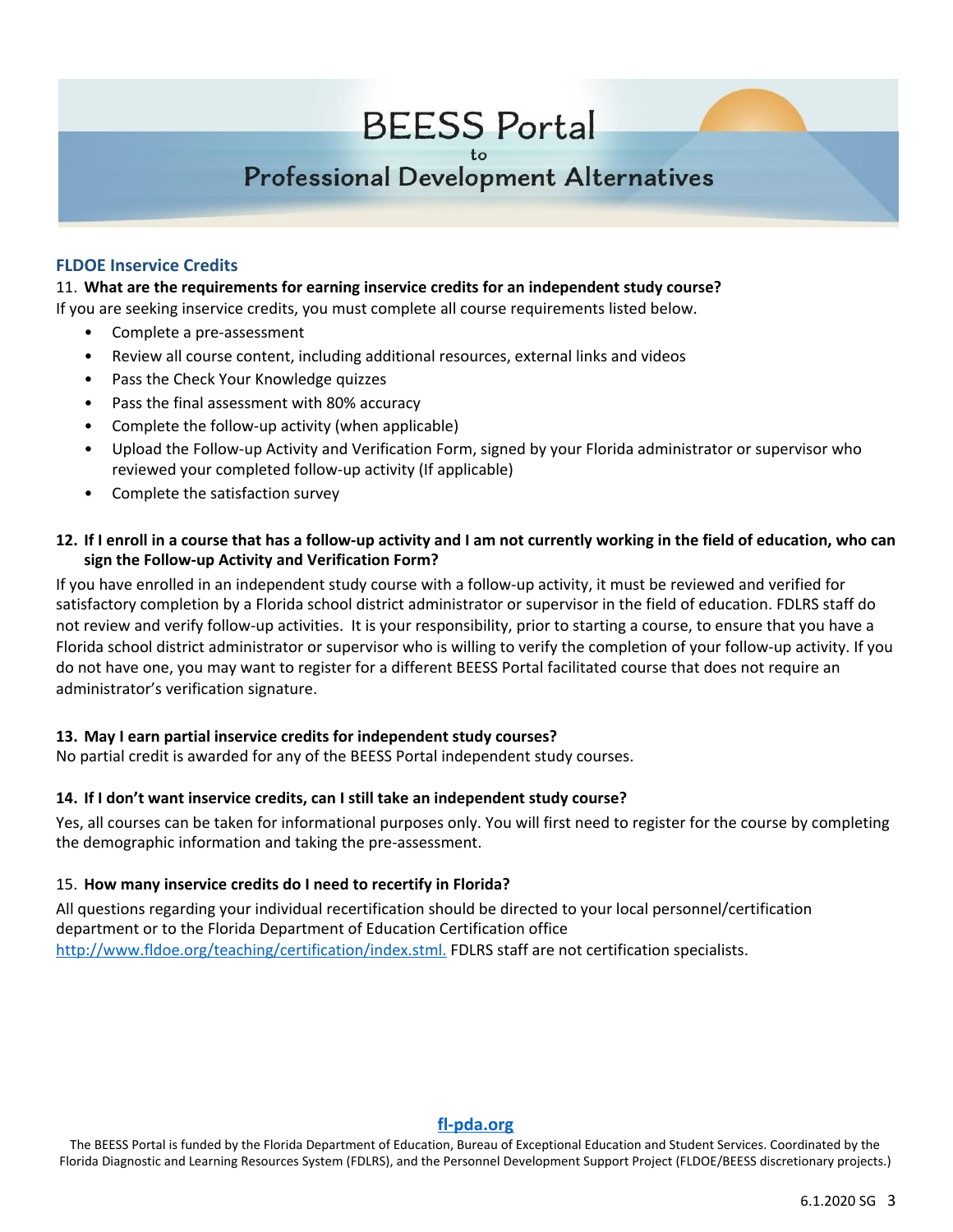# BEESS Portal to Professional Development Alternatives

## FLDOE Inservice Credits

11. **What are the requirements for earning inservice credits for an independent study course?**

If you are seeking inservice credits, you must complete all course requirements listed below.

- Complete a pre-assessment
- Review all course content, including additional resources, external links and videos
- Pass the Check Your Knowledge quizzes
- Pass the final assessment with 80% accuracy
- Complete the follow-up activity (when applicable)
- Upload the Follow-up Activity and Verification Form, signed by your Florida administrator or supervisor who reviewed your completed follow-up activity (If applicable)
- Complete the satisfaction survey

**12. If I enroll in a course that has a follow-up activity and I am not currently working in the field of education, who can sign the Follow-up Activity and Verification Form?**

If you have enrolled in an independent study course with a follow-up activity, it must be reviewed and verified for satisfactory completion by a Florida school district administrator or supervisor in the field of education. FDLRS staff do not review and verify follow-up activities. It is your responsibility, prior to starting a course, to ensure that you have a Florida school district administrator or supervisor who is willing to verify the completion of your follow-up activity. If you do not have one, you may want to register for a different BEESS Portal facilitated course that does not require an administrator's verification signature.

**13. May I earn partial inservice credits for independent study courses?**

No partial credit is awarded for any of the BEESS Portal independent study courses.

**14. If I don't want inservice credits, can I still take an independent study course?**

Yes, all courses can be taken for informational purposes only. You will first need to register for the course by completing the demographic information and taking the pre-assessment.

15. **How many inservice credits do I need to recertify in Florida?**

All questions regarding your individual recertification should be directed to your local personnel/certification department or to the Florida Department of Education Certification office http://www.fldoe.org/teaching/certification/index.stml. FDLRS staff are not certification specialists.

**fl-pda.org**

The BEESS Portal is funded by the Florida Department of Education, Bureau of Exceptional Education and Student Services. Coordinated by the Florida Diagnostic and Learning Resources System (FDLRS), and the Personnel Development Support Project (FLDOE/BEESS discretionary projects.)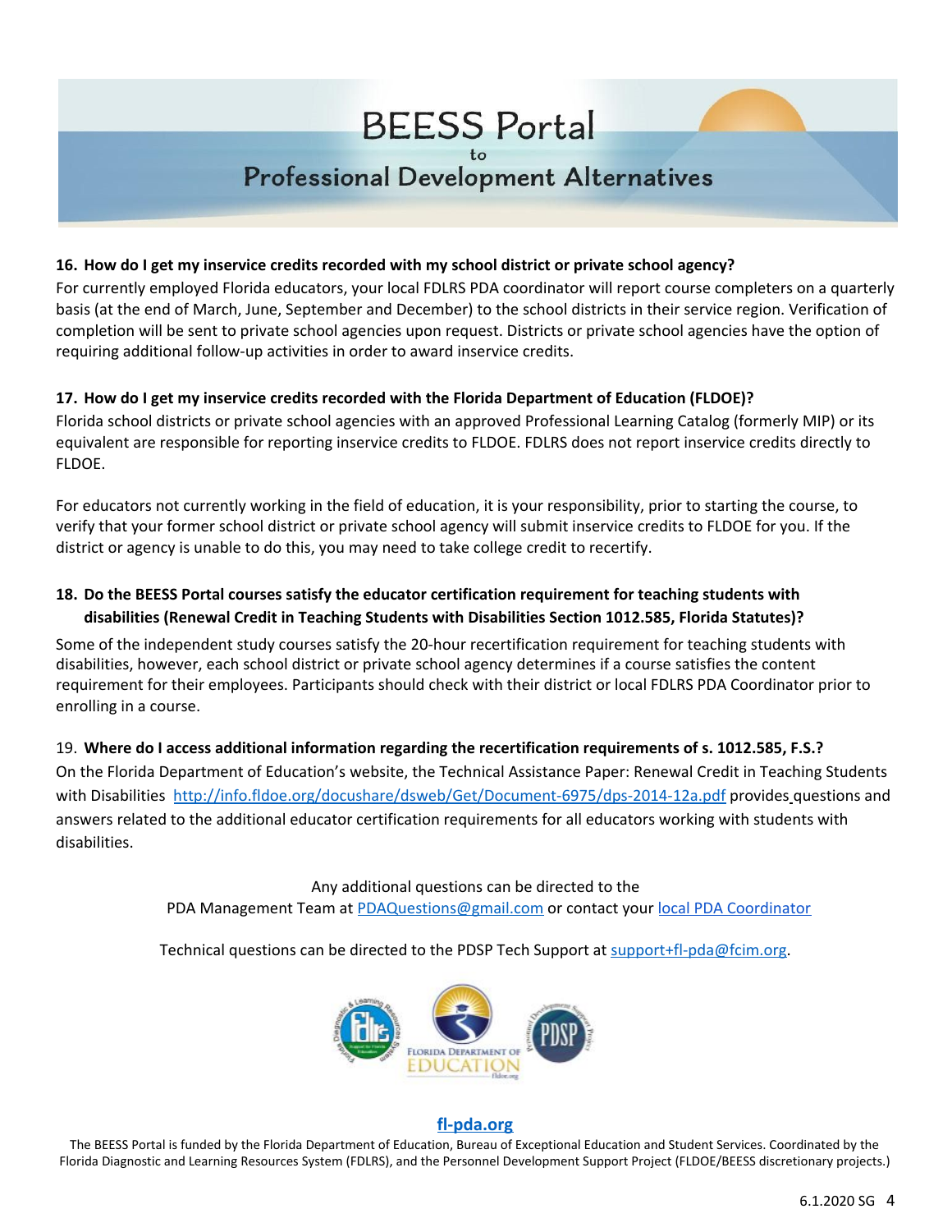# BEESS Portal
## to
## Professional Development Alternatives

**16. How do I get my inservice credits recorded with my school district or private school agency?**

For currently employed Florida educators, your local FDLRS PDA coordinator will report course completers on a quarterly basis (at the end of March, June, September and December) to the school districts in their service region. Verification of completion will be sent to private school agencies upon request. Districts or private school agencies have the option of requiring additional follow-up activities in order to award inservice credits.

**17. How do I get my inservice credits recorded with the Florida Department of Education (FLDOE)?**

Florida school districts or private school agencies with an approved Professional Learning Catalog (formerly MIP) or its equivalent are responsible for reporting inservice credits to FLDOE. FDLRS does not report inservice credits directly to FLDOE.

For educators not currently working in the field of education, it is your responsibility, prior to starting the course, to verify that your former school district or private school agency will submit inservice credits to FLDOE for you. If the district or agency is unable to do this, you may need to take college credit to recertify.

**18. Do the BEESS Portal courses satisfy the educator certification requirement for teaching students with disabilities (Renewal Credit in Teaching Students with Disabilities Section 1012.585, Florida Statutes)?**

Some of the independent study courses satisfy the 20-hour recertification requirement for teaching students with disabilities, however, each school district or private school agency determines if a course satisfies the content requirement for their employees. Participants should check with their district or local FDLRS PDA Coordinator prior to enrolling in a course.

19. **Where do I access additional information regarding the recertification requirements of s. 1012.585, F.S.?**

On the Florida Department of Education's website, the Technical Assistance Paper: Renewal Credit in Teaching Students with Disabilities http://info.fldoe.org/docushare/dsweb/Get/Document-6975/dps-2014-12a.pdf provides questions and answers related to the additional educator certification requirements for all educators working with students with disabilities.

Any additional questions can be directed to the PDA Management Team at PDAQuestions@gmail.com or contact your local PDA Coordinator

Technical questions can be directed to the PDSP Tech Support at support+fl-pda@fcim.org.

**fl-pda.org**

The BEESS Portal is funded by the Florida Department of Education, Bureau of Exceptional Education and Student Services. Coordinated by the Florida Diagnostic and Learning Resources System (FDLRS), and the Personnel Development Support Project (FLDOE/BEESS discretionary projects.)

6.1.2020 SG